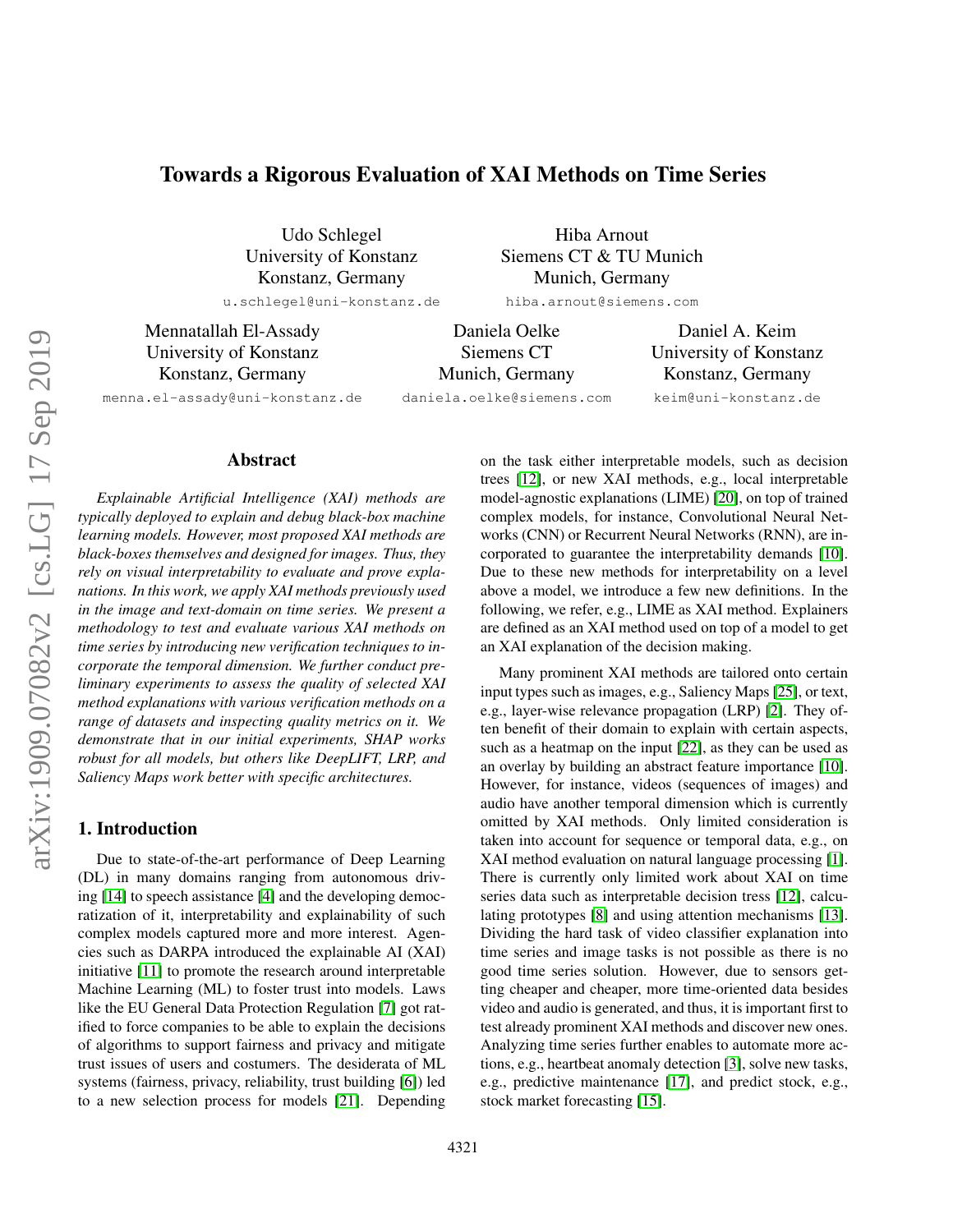# Towards a Rigorous Evaluation of XAI Methods on Time Series

Udo Schlegel
University of Konstanz
Konstanz, Germany
u.schlegel@uni-konstanz.de

Hiba Arnout
Siemens CT & TU Munich
Munich, Germany
hiba.arnout@siemens.com

Mennatallah El-Assady
University of Konstanz
Konstanz, Germany
menna.el-assady@uni-konstanz.de

Daniela Oelke
Siemens CT
Munich, Germany
daniela.oelke@siemens.com

Daniel A. Keim
University of Konstanz
Konstanz, Germany
keim@uni-konstanz.de

## Abstract

*Explainable Artificial Intelligence (XAI) methods are typically deployed to explain and debug black-box machine learning models. However, most proposed XAI methods are black-boxes themselves and designed for images. Thus, they rely on visual interpretability to evaluate and prove explanations. In this work, we apply XAI methods previously used in the image and text-domain on time series. We present a methodology to test and evaluate various XAI methods on time series by introducing new verification techniques to incorporate the temporal dimension. We further conduct preliminary experiments to assess the quality of selected XAI method explanations with various verification methods on a range of datasets and inspecting quality metrics on it. We demonstrate that in our initial experiments, SHAP works robust for all models, but others like DeepLIFT, LRP, and Saliency Maps work better with specific architectures.*

## 1. Introduction

Due to state-of-the-art performance of Deep Learning (DL) in many domains ranging from autonomous driving [14] to speech assistance [4] and the developing democratization of it, interpretability and explainability of such complex models captured more and more interest. Agencies such as DARPA introduced the explainable AI (XAI) initiative [11] to promote the research around interpretable Machine Learning (ML) to foster trust into models. Laws like the EU General Data Protection Regulation [7] got ratified to force companies to be able to explain the decisions of algorithms to support fairness and privacy and mitigate trust issues of users and costumers. The desiderata of ML systems (fairness, privacy, reliability, trust building [6]) led to a new selection process for models [21]. Depending on the task either interpretable models, such as decision trees [12], or new XAI methods, e.g., local interpretable model-agnostic explanations (LIME) [20], on top of trained complex models, for instance, Convolutional Neural Networks (CNN) or Recurrent Neural Networks (RNN), are incorporated to guarantee the interpretability demands [10]. Due to these new methods for interpretability on a level above a model, we introduce a few new definitions. In the following, we refer, e.g., LIME as XAI method. Explainers are defined as an XAI method used on top of a model to get an XAI explanation of the decision making.

Many prominent XAI methods are tailored onto certain input types such as images, e.g., Saliency Maps [25], or text, e.g., layer-wise relevance propagation (LRP) [2]. They often benefit of their domain to explain with certain aspects, such as a heatmap on the input [22], as they can be used as an overlay by building an abstract feature importance [10]. However, for instance, videos (sequences of images) and audio have another temporal dimension which is currently omitted by XAI methods. Only limited consideration is taken into account for sequence or temporal data, e.g., on XAI method evaluation on natural language processing [1]. There is currently only limited work about XAI on time series data such as interpretable decision tress [12], calculating prototypes [8] and using attention mechanisms [13]. Dividing the hard task of video classifier explanation into time series and image tasks is not possible as there is no good time series solution. However, due to sensors getting cheaper and cheaper, more time-oriented data besides video and audio is generated, and thus, it is important first to test already prominent XAI methods and discover new ones. Analyzing time series further enables to automate more actions, e.g., heartbeat anomaly detection [3], solve new tasks, e.g., predictive maintenance [17], and predict stock, e.g., stock market forecasting [15].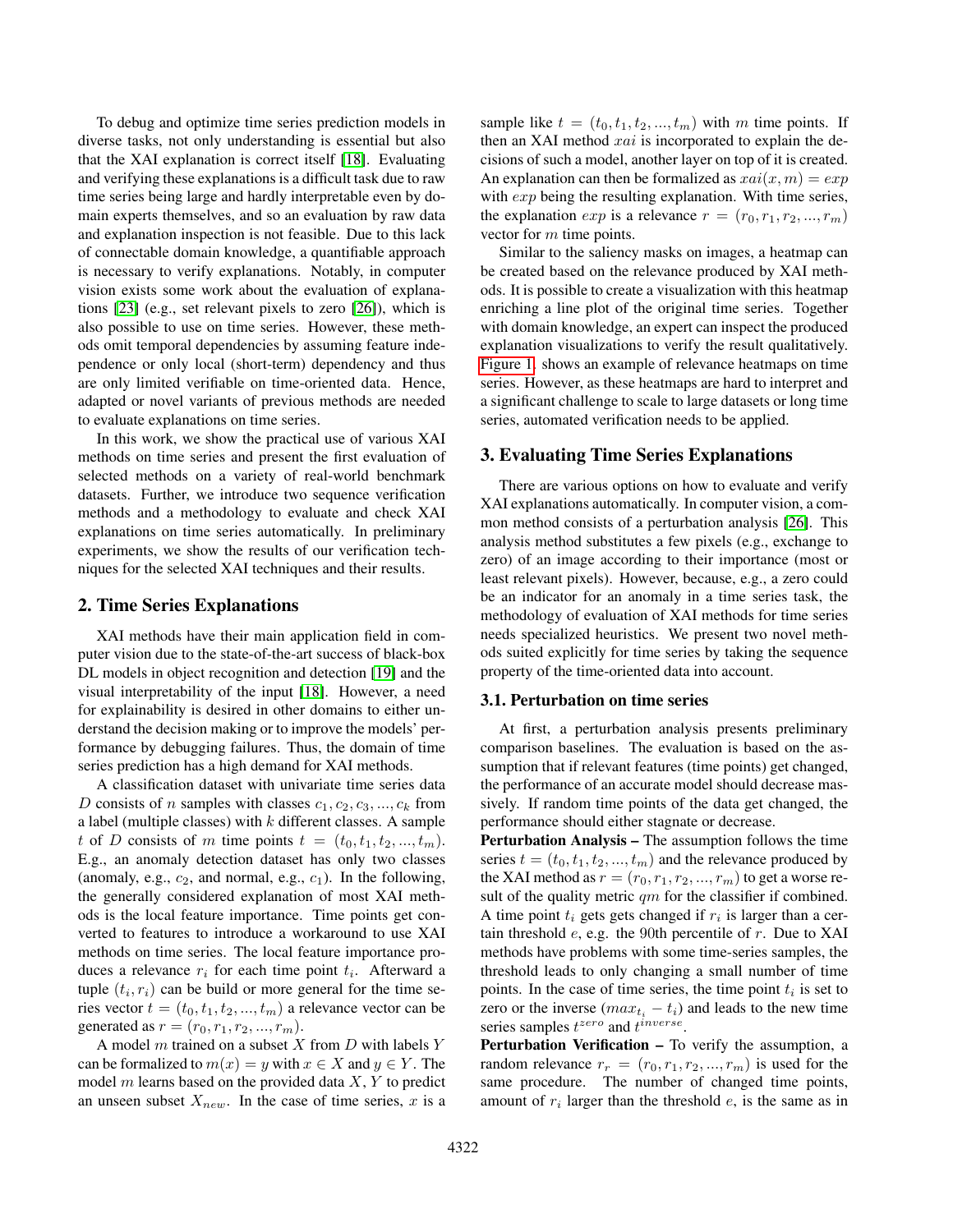To debug and optimize time series prediction models in diverse tasks, not only understanding is essential but also that the XAI explanation is correct itself [18]. Evaluating and verifying these explanations is a difficult task due to raw time series being large and hardly interpretable even by domain experts themselves, and so an evaluation by raw data and explanation inspection is not feasible. Due to this lack of connectable domain knowledge, a quantifiable approach is necessary to verify explanations. Notably, in computer vision exists some work about the evaluation of explanations [23] (e.g., set relevant pixels to zero [26]), which is also possible to use on time series. However, these methods omit temporal dependencies by assuming feature independence or only local (short-term) dependency and thus are only limited verifiable on time-oriented data. Hence, adapted or novel variants of previous methods are needed to evaluate explanations on time series.

In this work, we show the practical use of various XAI methods on time series and present the first evaluation of selected methods on a variety of real-world benchmark datasets. Further, we introduce two sequence verification methods and a methodology to evaluate and check XAI explanations on time series automatically. In preliminary experiments, we show the results of our verification techniques for the selected XAI techniques and their results.

## 2. Time Series Explanations

XAI methods have their main application field in computer vision due to the state-of-the-art success of black-box DL models in object recognition and detection [19] and the visual interpretability of the input [18]. However, a need for explainability is desired in other domains to either understand the decision making or to improve the models' performance by debugging failures. Thus, the domain of time series prediction has a high demand for XAI methods.

A classification dataset with univariate time series data $D$ consists of $n$ samples with classes $c_1, c_2, c_3, ..., c_k$ from a label (multiple classes) with $k$ different classes. A sample $t$ of $D$ consists of $m$ time points $t = (t_0, t_1, t_2, ..., t_m)$. E.g., an anomaly detection dataset has only two classes (anomaly, e.g., $c_2$, and normal, e.g., $c_1$). In the following, the generally considered explanation of most XAI methods is the local feature importance. Time points get converted to features to introduce a workaround to use XAI methods on time series. The local feature importance produces a relevance $r_i$ for each time point $t_i$. Afterward a tuple $(t_i, r_i)$ can be build or more general for the time series vector $t = (t_0, t_1, t_2, ..., t_m)$ a relevance vector can be generated as $r = (r_0, r_1, r_2, ..., r_m)$.

A model $m$ trained on a subset $X$ from $D$ with labels $Y$ can be formalized to $m(x) = y$ with $x \in X$ and $y \in Y$. The model $m$ learns based on the provided data $X, Y$ to predict an unseen subset $X_{new}$. In the case of time series, $x$ is a sample like $t = (t_0, t_1, t_2, ..., t_m)$ with $m$ time points. If then an XAI method $xai$ is incorporated to explain the decisions of such a model, another layer on top of it is created. An explanation can then be formalized as $xai(x, m) = exp$ with $exp$ being the resulting explanation. With time series, the explanation $exp$ is a relevance $r = (r_0, r_1, r_2, ..., r_m)$ vector for $m$ time points.

Similar to the saliency masks on images, a heatmap can be created based on the relevance produced by XAI methods. It is possible to create a visualization with this heatmap enriching a line plot of the original time series. Together with domain knowledge, an expert can inspect the produced explanation visualizations to verify the result qualitatively. Figure 1 shows an example of relevance heatmaps on time series. However, as these heatmaps are hard to interpret and a significant challenge to scale to large datasets or long time series, automated verification needs to be applied.

## 3. Evaluating Time Series Explanations

There are various options on how to evaluate and verify XAI explanations automatically. In computer vision, a common method consists of a perturbation analysis [26]. This analysis method substitutes a few pixels (e.g., exchange to zero) of an image according to their importance (most or least relevant pixels). However, because, e.g., a zero could be an indicator for an anomaly in a time series task, the methodology of evaluation of XAI methods for time series needs specialized heuristics. We present two novel methods suited explicitly for time series by taking the sequence property of the time-oriented data into account.

### 3.1. Perturbation on time series

At first, a perturbation analysis presents preliminary comparison baselines. The evaluation is based on the assumption that if relevant features (time points) get changed, the performance of an accurate model should decrease massively. If random time points of the data get changed, the performance should either stagnate or decrease.

**Perturbation Analysis –** The assumption follows the time series $t = (t_0, t_1, t_2, ..., t_m)$ and the relevance produced by the XAI method as $r = (r_0, r_1, r_2, ..., r_m)$ to get a worse result of the quality metric $qm$ for the classifier if combined. A time point $t_i$ gets gets changed if $r_i$ is larger than a certain threshold $e$, e.g. the 90th percentile of $r$. Due to XAI methods have problems with some time-series samples, the threshold leads to only changing a small number of time points. In the case of time series, the time point $t_i$ is set to zero or the inverse $(max_{t_i} - t_i)$ and leads to the new time series samples $t^{zero}$ and $t^{inverse}$.

**Perturbation Verification –** To verify the assumption, a random relevance $r_r = (r_0, r_1, r_2, ..., r_m)$ is used for the same procedure. The number of changed time points, amount of $r_i$ larger than the threshold $e$, is the same as in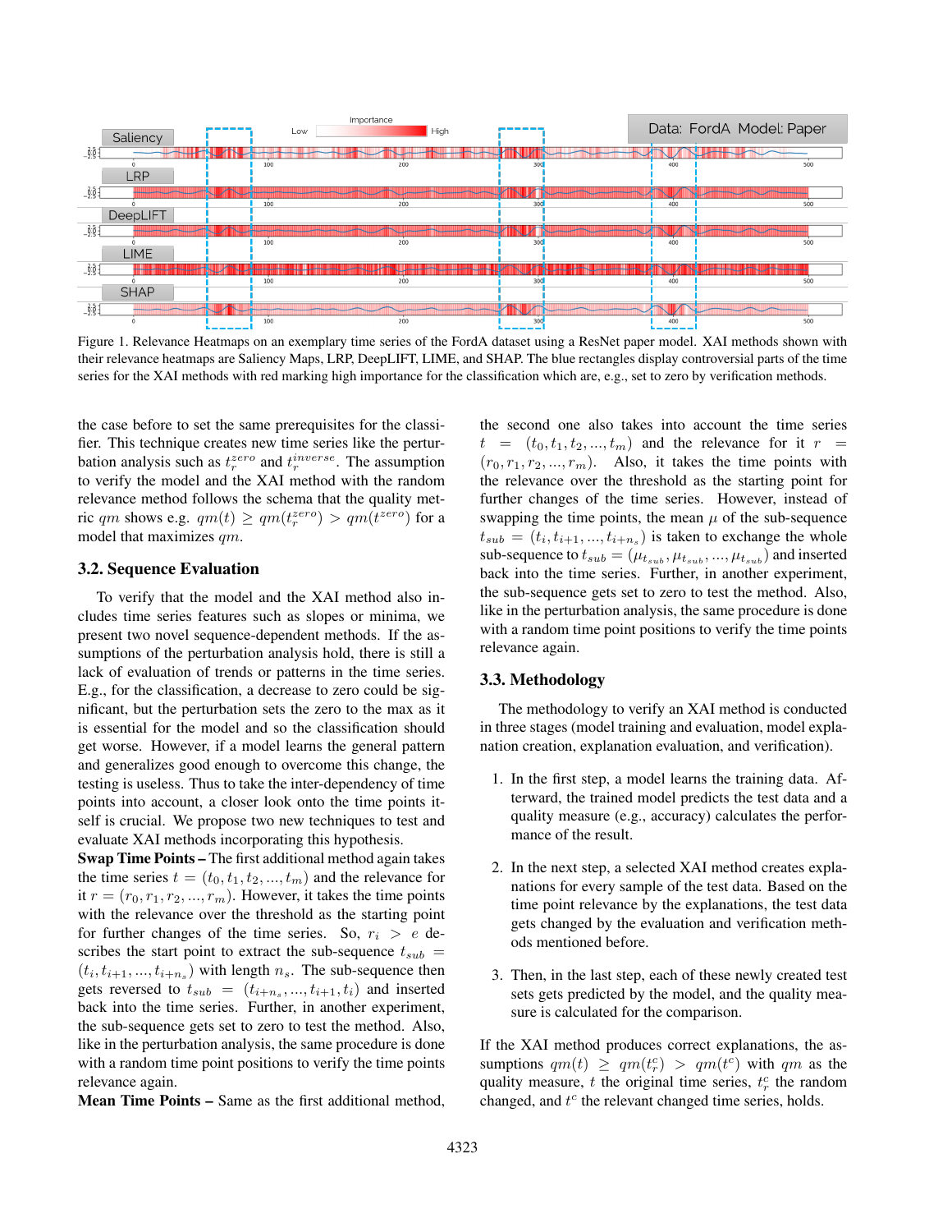Importance

Low High

Data: FordA Model: Paper

Saliency

LRP

DeepLIFT

LIME

SHAP

Figure 1. Relevance Heatmaps on an exemplary time series of the FordA dataset using a ResNet paper model. XAI methods shown with their relevance heatmaps are Saliency Maps, LRP, DeepLIFT, LIME, and SHAP. The blue rectangles display controversial parts of the time series for the XAI methods with red marking high importance for the classification which are, e.g., set to zero by verification methods.

the case before to set the same prerequisites for the classifier. This technique creates new time series like the perturbation analysis such as $t_r^{zero}$ and $t_r^{inverse}$. The assumption to verify the model and the XAI method with the random relevance method follows the schema that the quality metric $qm$ shows e.g. $qm(t) \geq qm(t_r^{zero}) > qm(t^{zero})$ for a model that maximizes $qm$.

### 3.2. Sequence Evaluation

To verify that the model and the XAI method also includes time series features such as slopes or minima, we present two novel sequence-dependent methods. If the assumptions of the perturbation analysis hold, there is still a lack of evaluation of trends or patterns in the time series. E.g., for the classification, a decrease to zero could be significant, but the perturbation sets the zero to the max as it is essential for the model and so the classification should get worse. However, if a model learns the general pattern and generalizes good enough to overcome this change, the testing is useless. Thus to take the inter-dependency of time points into account, a closer look onto the time points itself is crucial. We propose two new techniques to test and evaluate XAI methods incorporating this hypothesis.

**Swap Time Points –** The first additional method again takes the time series $t = (t_0, t_1, t_2, ..., t_m)$ and the relevance for it $r = (r_0, r_1, r_2, ..., r_m)$. However, it takes the time points with the relevance over the threshold as the starting point for further changes of the time series. So, $r_i > e$ describes the start point to extract the sub-sequence $t_{sub} = (t_i, t_{i+1}, ..., t_{i+n_s})$ with length $n_s$. The sub-sequence then gets reversed to $t_{sub} = (t_{i+n_s}, ..., t_{i+1}, t_i)$ and inserted back into the time series. Further, in another experiment, the sub-sequence gets set to zero to test the method. Also, like in the perturbation analysis, the same procedure is done with a random time point positions to verify the time points relevance again.

**Mean Time Points –** Same as the first additional method, the second one also takes into account the time series $t = (t_0, t_1, t_2, ..., t_m)$ and the relevance for it $r = (r_0, r_1, r_2, ..., r_m)$. Also, it takes the time points with the relevance over the threshold as the starting point for further changes of the time series. However, instead of swapping the time points, the mean $\mu$ of the sub-sequence $t_{sub} = (t_i, t_{i+1}, ..., t_{i+n_s})$ is taken to exchange the whole sub-sequence to $t_{sub} = (\mu_{t_{sub}}, \mu_{t_{sub}}, ..., \mu_{t_{sub}})$ and inserted back into the time series. Further, in another experiment, the sub-sequence gets set to zero to test the method. Also, like in the perturbation analysis, the same procedure is done with a random time point positions to verify the time points relevance again.

### 3.3. Methodology

The methodology to verify an XAI method is conducted in three stages (model training and evaluation, model explanation creation, explanation evaluation, and verification).

1. In the first step, a model learns the training data. Afterward, the trained model predicts the test data and a quality measure (e.g., accuracy) calculates the performance of the result.

2. In the next step, a selected XAI method creates explanations for every sample of the test data. Based on the time point relevance by the explanations, the test data gets changed by the evaluation and verification methods mentioned before.

3. Then, in the last step, each of these newly created test sets gets predicted by the model, and the quality measure is calculated for the comparison.

If the XAI method produces correct explanations, the assumptions $qm(t) \geq qm(t_r^c) > qm(t^c)$ with $qm$ as the quality measure, $t$ the original time series, $t_r^c$ the random changed, and $t^c$ the relevant changed time series, holds.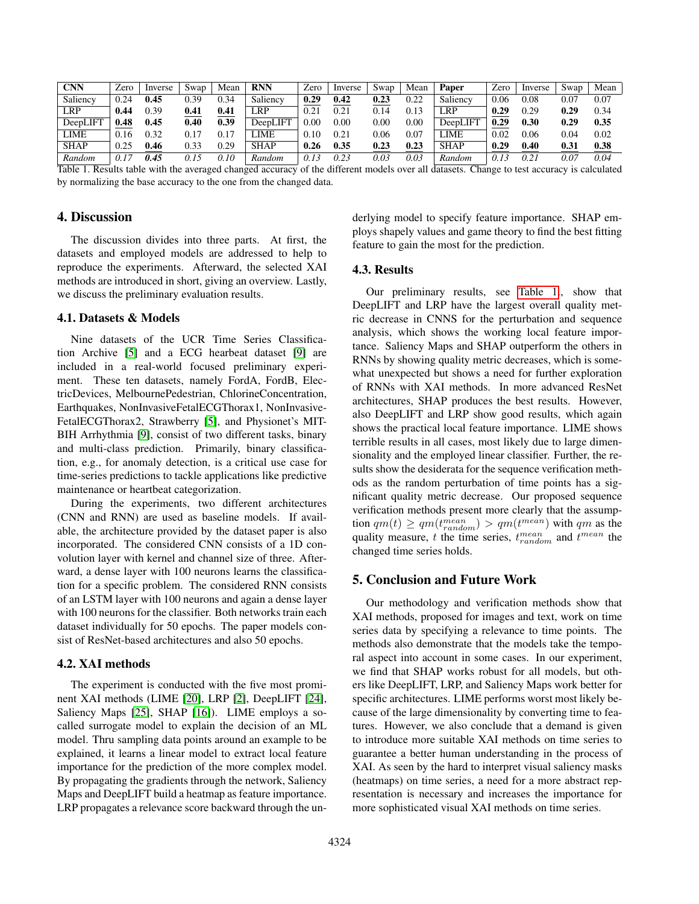| **CNN** | Zero | Inverse | Swap | Mean | **RNN** | Zero | Inverse | Swap | Mean | **Paper** | Zero | Inverse | Swap | Mean |
|---|---|---|---|---|---|---|---|---|---|---|---|---|---|---|
| Saliency | 0.24 | **0.45** | 0.39 | 0.34 | Saliency | **0.29** | **0.42** | **0.23** | 0.22 | Saliency | 0.06 | 0.08 | 0.07 | 0.07 |
| LRP | **0.44** | 0.39 | **0.41** | **0.41** | LRP | 0.21 | 0.21 | 0.14 | 0.13 | LRP | **0.29** | 0.29 | **0.29** | 0.34 |
| DeepLIFT | **0.48** | **0.45** | **0.40** | **0.39** | DeepLIFT | 0.00 | 0.00 | 0.00 | 0.00 | DeepLIFT | **0.29** | **0.30** | **0.29** | **0.35** |
| LIME | 0.16 | 0.32 | 0.17 | 0.17 | LIME | 0.10 | 0.21 | 0.06 | 0.07 | LIME | 0.02 | 0.06 | 0.04 | 0.02 |
| SHAP | 0.25 | **0.46** | 0.33 | 0.29 | SHAP | **0.26** | **0.35** | **0.23** | **0.23** | SHAP | **0.29** | **0.40** | **0.31** | **0.38** |
| *Random* | *0.17* | ***0.45*** | *0.15* | *0.10* | *Random* | *0.13* | *0.23* | *0.03* | *0.03* | *Random* | *0.13* | *0.21* | *0.07* | *0.04* |

Table 1. Results table with the averaged changed accuracy of the different models over all datasets. Change to test accuracy is calculated by normalizing the base accuracy to the one from the changed data.

## 4. Discussion

The discussion divides into three parts. At first, the datasets and employed models are addressed to help to reproduce the experiments. Afterward, the selected XAI methods are introduced in short, giving an overview. Lastly, we discuss the preliminary evaluation results.

### 4.1. Datasets & Models

Nine datasets of the UCR Time Series Classification Archive [5] and a ECG hearbeat dataset [9] are included in a real-world focused preliminary experiment. These ten datasets, namely FordA, FordB, ElectricDevices, MelbournePedestrian, ChlorineConcentration, Earthquakes, NonInvasiveFetalECGThorax1, NonInvasiveFetalECGThorax2, Strawberry [5], and Physionet's MIT-BIH Arrhythmia [9], consist of two different tasks, binary and multi-class prediction. Primarily, binary classification, e.g., for anomaly detection, is a critical use case for time-series predictions to tackle applications like predictive maintenance or heartbeat categorization.

During the experiments, two different architectures (CNN and RNN) are used as baseline models. If available, the architecture provided by the dataset paper is also incorporated. The considered CNN consists of a 1D convolution layer with kernel and channel size of three. Afterward, a dense layer with 100 neurons learns the classification for a specific problem. The considered RNN consists of an LSTM layer with 100 neurons and again a dense layer with 100 neurons for the classifier. Both networks train each dataset individually for 50 epochs. The paper models consist of ResNet-based architectures and also 50 epochs.

### 4.2. XAI methods

The experiment is conducted with the five most prominent XAI methods (LIME [20], LRP [2], DeepLIFT [24], Saliency Maps [25], SHAP [16]). LIME employs a so-called surrogate model to explain the decision of an ML model. Thru sampling data points around an example to be explained, it learns a linear model to extract local feature importance for the prediction of the more complex model. By propagating the gradients through the network, Saliency Maps and DeepLIFT build a heatmap as feature importance. LRP propagates a relevance score backward through the underlying model to specify feature importance. SHAP employs shapely values and game theory to find the best fitting feature to gain the most for the prediction.

### 4.3. Results

Our preliminary results, see Table 1, show that DeepLIFT and LRP have the largest overall quality metric decrease in CNNS for the perturbation and sequence analysis, which shows the working local feature importance. Saliency Maps and SHAP outperform the others in RNNs by showing quality metric decreases, which is somewhat unexpected but shows a need for further exploration of RNNs with XAI methods. In more advanced ResNet architectures, SHAP produces the best results. However, also DeepLIFT and LRP show good results, which again shows the practical local feature importance. LIME shows terrible results in all cases, most likely due to large dimensionality and the employed linear classifier. Further, the results show the desiderata for the sequence verification methods as the random perturbation of time points has a significant quality metric decrease. Our proposed sequence verification methods present more clearly that the assumption $qm(t) \geq qm(t_{random}^{mean}) > qm(t^{mean})$ with $qm$ as the quality measure, $t$ the time series, $t_{random}^{mean}$ and $t^{mean}$ the changed time series holds.

## 5. Conclusion and Future Work

Our methodology and verification methods show that XAI methods, proposed for images and text, work on time series data by specifying a relevance to time points. The methods also demonstrate that the models take the temporal aspect into account in some cases. In our experiment, we find that SHAP works robust for all models, but others like DeepLIFT, LRP, and Saliency Maps work better for specific architectures. LIME performs worst most likely because of the large dimensionality by converting time to features. However, we also conclude that a demand is given to introduce more suitable XAI methods on time series to guarantee a better human understanding in the process of XAI. As seen by the hard to interpret visual saliency masks (heatmaps) on time series, a need for a more abstract representation is necessary and increases the importance for more sophisticated visual XAI methods on time series.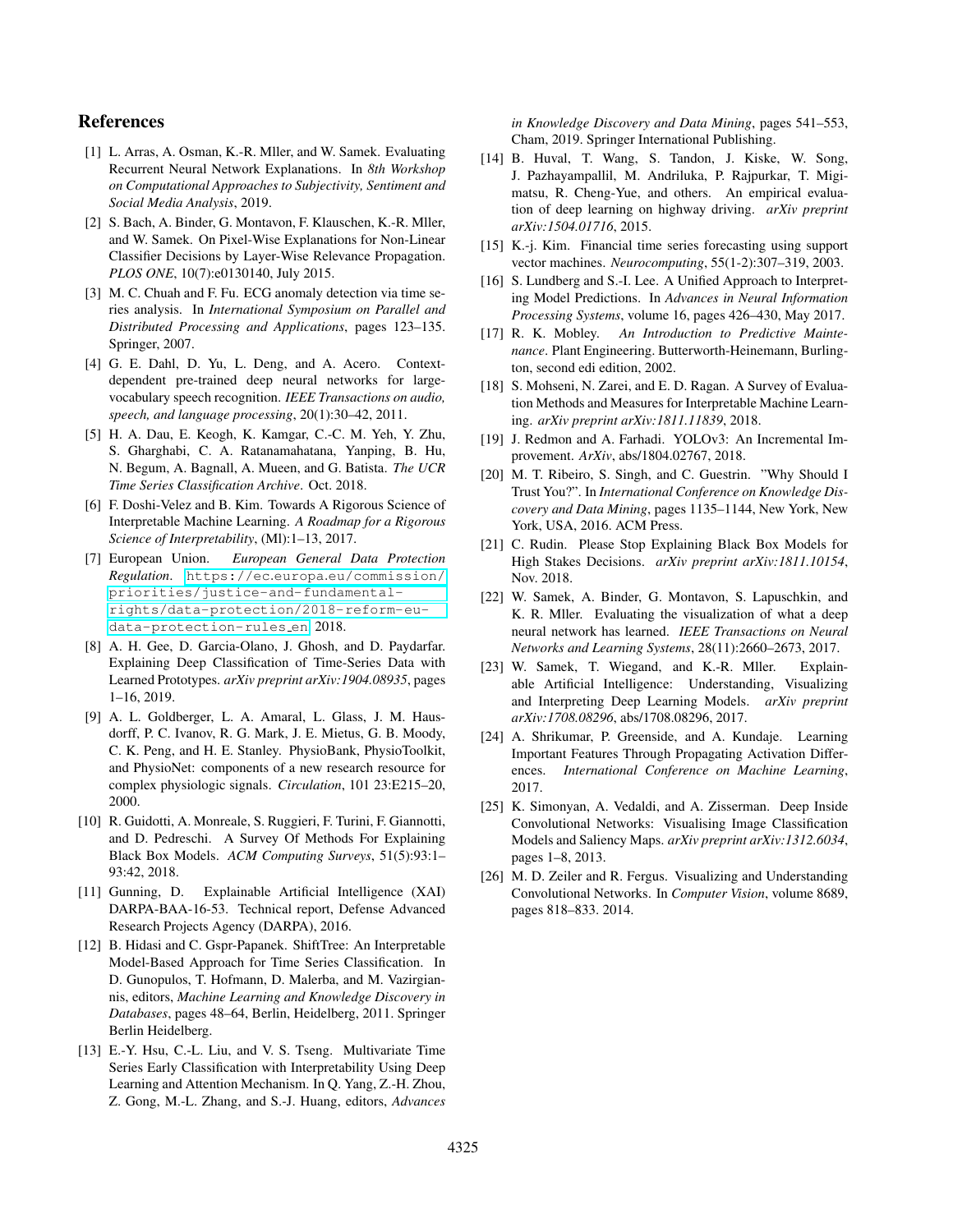## References

[1] L. Arras, A. Osman, K.-R. Mller, and W. Samek. Evaluating Recurrent Neural Network Explanations. In *8th Workshop on Computational Approaches to Subjectivity, Sentiment and Social Media Analysis*, 2019.

[2] S. Bach, A. Binder, G. Montavon, F. Klauschen, K.-R. Mller, and W. Samek. On Pixel-Wise Explanations for Non-Linear Classifier Decisions by Layer-Wise Relevance Propagation. *PLOS ONE*, 10(7):e0130140, July 2015.

[3] M. C. Chuah and F. Fu. ECG anomaly detection via time series analysis. In *International Symposium on Parallel and Distributed Processing and Applications*, pages 123–135. Springer, 2007.

[4] G. E. Dahl, D. Yu, L. Deng, and A. Acero. Context-dependent pre-trained deep neural networks for large-vocabulary speech recognition. *IEEE Transactions on audio, speech, and language processing*, 20(1):30–42, 2011.

[5] H. A. Dau, E. Keogh, K. Kamgar, C.-C. M. Yeh, Y. Zhu, S. Gharghabi, C. A. Ratanamahatana, Yanping, B. Hu, N. Begum, A. Bagnall, A. Mueen, and G. Batista. *The UCR Time Series Classification Archive*. Oct. 2018.

[6] F. Doshi-Velez and B. Kim. Towards A Rigorous Science of Interpretable Machine Learning. *A Roadmap for a Rigorous Science of Interpretability*, (Ml):1–13, 2017.

[7] European Union. *European General Data Protection Regulation*. https://ec.europa.eu/commission/priorities/justice-and-fundamental-rights/data-protection/2018-reform-eu-data-protection-rules_en, 2018.

[8] A. H. Gee, D. Garcia-Olano, J. Ghosh, and D. Paydarfar. Explaining Deep Classification of Time-Series Data with Learned Prototypes. *arXiv preprint arXiv:1904.08935*, pages 1–16, 2019.

[9] A. L. Goldberger, L. A. Amaral, L. Glass, J. M. Hausdorff, P. C. Ivanov, R. G. Mark, J. E. Mietus, G. B. Moody, C. K. Peng, and H. E. Stanley. PhysioBank, PhysioToolkit, and PhysioNet: components of a new research resource for complex physiologic signals. *Circulation*, 101 23:E215–20, 2000.

[10] R. Guidotti, A. Monreale, S. Ruggieri, F. Turini, F. Giannotti, and D. Pedreschi. A Survey Of Methods For Explaining Black Box Models. *ACM Computing Surveys*, 51(5):93:1–93:42, 2018.

[11] Gunning, D. Explainable Artificial Intelligence (XAI) DARPA-BAA-16-53. Technical report, Defense Advanced Research Projects Agency (DARPA), 2016.

[12] B. Hidasi and C. Gspr-Papanek. ShiftTree: An Interpretable Model-Based Approach for Time Series Classification. In D. Gunopulos, T. Hofmann, D. Malerba, and M. Vazirgiannis, editors, *Machine Learning and Knowledge Discovery in Databases*, pages 48–64, Berlin, Heidelberg, 2011. Springer Berlin Heidelberg.

[13] E.-Y. Hsu, C.-L. Liu, and V. S. Tseng. Multivariate Time Series Early Classification with Interpretability Using Deep Learning and Attention Mechanism. In Q. Yang, Z.-H. Zhou, Z. Gong, M.-L. Zhang, and S.-J. Huang, editors, *Advances in Knowledge Discovery and Data Mining*, pages 541–553, Cham, 2019. Springer International Publishing.

[14] B. Huval, T. Wang, S. Tandon, J. Kiske, W. Song, J. Pazhayampallil, M. Andriluka, P. Rajpurkar, T. Migimatsu, R. Cheng-Yue, and others. An empirical evaluation of deep learning on highway driving. *arXiv preprint arXiv:1504.01716*, 2015.

[15] K.-j. Kim. Financial time series forecasting using support vector machines. *Neurocomputing*, 55(1-2):307–319, 2003.

[16] S. Lundberg and S.-I. Lee. A Unified Approach to Interpreting Model Predictions. In *Advances in Neural Information Processing Systems*, volume 16, pages 426–430, May 2017.

[17] R. K. Mobley. *An Introduction to Predictive Maintenance*. Plant Engineering. Butterworth-Heinemann, Burlington, second edi edition, 2002.

[18] S. Mohseni, N. Zarei, and E. D. Ragan. A Survey of Evaluation Methods and Measures for Interpretable Machine Learning. *arXiv preprint arXiv:1811.11839*, 2018.

[19] J. Redmon and A. Farhadi. YOLOv3: An Incremental Improvement. *ArXiv*, abs/1804.02767, 2018.

[20] M. T. Ribeiro, S. Singh, and C. Guestrin. "Why Should I Trust You?". In *International Conference on Knowledge Discovery and Data Mining*, pages 1135–1144, New York, New York, USA, 2016. ACM Press.

[21] C. Rudin. Please Stop Explaining Black Box Models for High Stakes Decisions. *arXiv preprint arXiv:1811.10154*, Nov. 2018.

[22] W. Samek, A. Binder, G. Montavon, S. Lapuschkin, and K. R. Mller. Evaluating the visualization of what a deep neural network has learned. *IEEE Transactions on Neural Networks and Learning Systems*, 28(11):2660–2673, 2017.

[23] W. Samek, T. Wiegand, and K.-R. Mller. Explainable Artificial Intelligence: Understanding, Visualizing and Interpreting Deep Learning Models. *arXiv preprint arXiv:1708.08296*, abs/1708.08296, 2017.

[24] A. Shrikumar, P. Greenside, and A. Kundaje. Learning Important Features Through Propagating Activation Differences. *International Conference on Machine Learning*, 2017.

[25] K. Simonyan, A. Vedaldi, and A. Zisserman. Deep Inside Convolutional Networks: Visualising Image Classification Models and Saliency Maps. *arXiv preprint arXiv:1312.6034*, pages 1–8, 2013.

[26] M. D. Zeiler and R. Fergus. Visualizing and Understanding Convolutional Networks. In *Computer Vision*, volume 8689, pages 818–833. 2014.